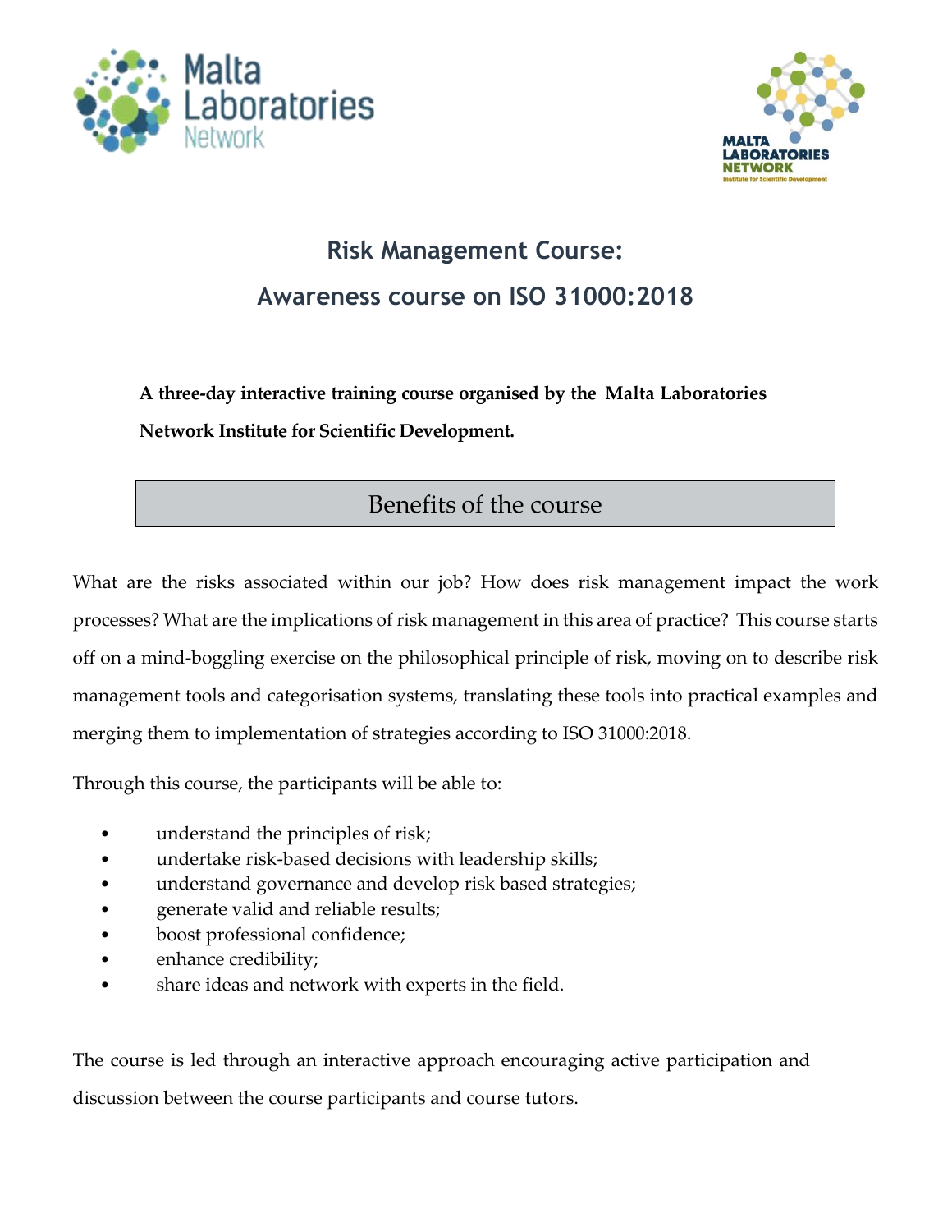# Risk Management Course:

# Awareness course on ISO 31000:2018

**A three-day interactive training course organised by the Malta Laboratories Network Institute for Scientific Development.**

## Benefits of the course

What are the risks associated within our job? How does risk management impact the work processes? What are the implications of risk management in this area of practice? This course starts off on a mind-boggling exercise on the philosophical principle of risk, moving on to describe risk management tools and categorisation systems, translating these tools into practical examples and merging them to implementation of strategies according to ISO 31000:2018.

Through this course, the participants will be able to:

- understand the principles of risk;
- undertake risk-based decisions with leadership skills;
- understand governance and develop risk based strategies;
- generate valid and reliable results;
- boost professional confidence;
- enhance credibility;
- share ideas and network with experts in the field.

The course is led through an interactive approach encouraging active participation and discussion between the course participants and course tutors.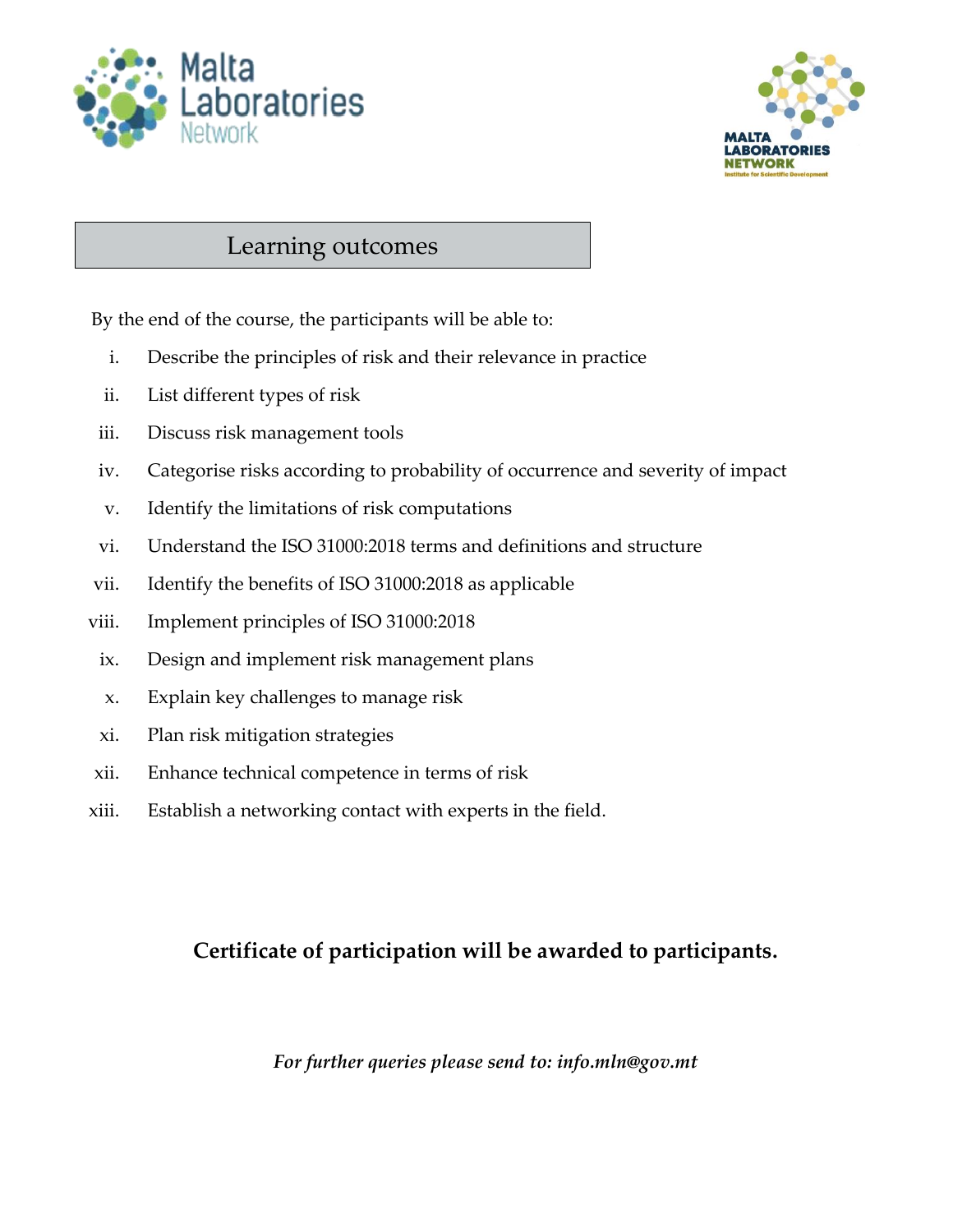## Learning outcomes

By the end of the course, the participants will be able to:

i. Describe the principles of risk and their relevance in practice
ii. List different types of risk
iii. Discuss risk management tools
iv. Categorise risks according to probability of occurrence and severity of impact
v. Identify the limitations of risk computations
vi. Understand the ISO 31000:2018 terms and definitions and structure
vii. Identify the benefits of ISO 31000:2018 as applicable
viii. Implement principles of ISO 31000:2018
ix. Design and implement risk management plans
x. Explain key challenges to manage risk
xi. Plan risk mitigation strategies
xii. Enhance technical competence in terms of risk
xiii. Establish a networking contact with experts in the field.

**Certificate of participation will be awarded to participants.**

*For further queries please send to: info.mln@gov.mt*